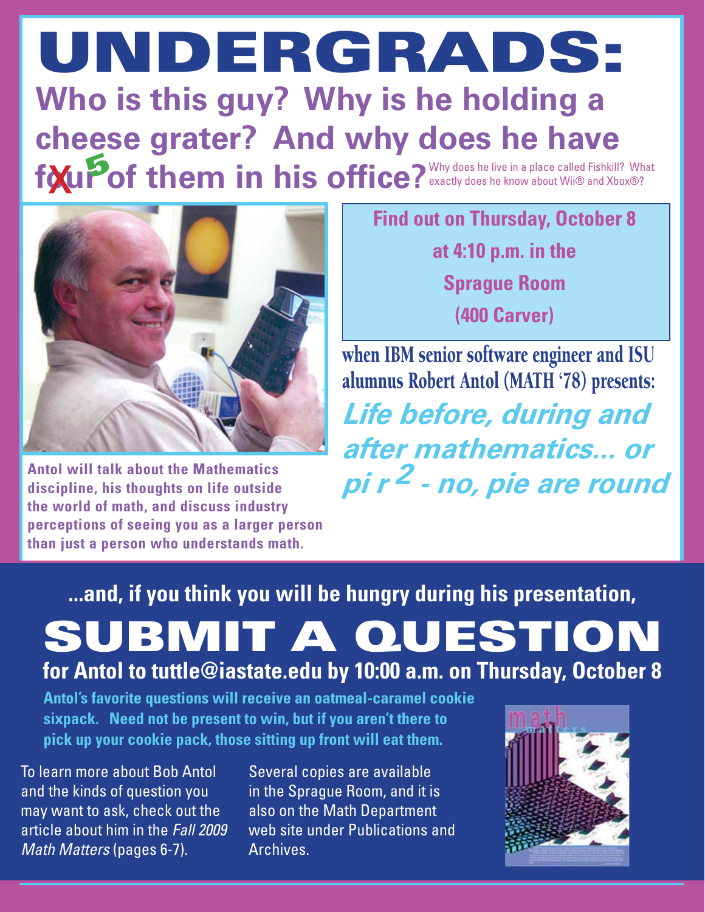# UNDERGRADS:

## Who is this guy? Why is he holding a cheese grater? And why does he have ~~four~~ 5 of them in his office?

Why does he live in a place called Fishkill? What exactly does he know about Wii® and Xbox®?

Antol will talk about the Mathematics discipline, his thoughts on life outside the world of math, and discuss industry perceptions of seeing you as a larger person than just a person who understands math.

**Find out on Thursday, October 8**
**at 4:10 p.m. in the**
**Sprague Room**
**(400 Carver)**

**when IBM senior software engineer and ISU alumnus Robert Antol (MATH '78) presents:**

***Life before, during and after mathematics... or pi r $^2$ - no, pie are round***

**...and, if you think you will be hungry during his presentation,**

# SUBMIT A QUESTION

**for Antol to tuttle@iastate.edu by 10:00 a.m. on Thursday, October 8**

**Antol's favorite questions will receive an oatmeal-caramel cookie sixpack. Need not be present to win, but if you aren't there to pick up your cookie pack, those sitting up front will eat them.**

To learn more about Bob Antol and the kinds of question you may want to ask, check out the article about him in the *Fall 2009 Math Matters* (pages 6-7).

Several copies are available in the Sprague Room, and it is also on the Math Department web site under Publications and Archives.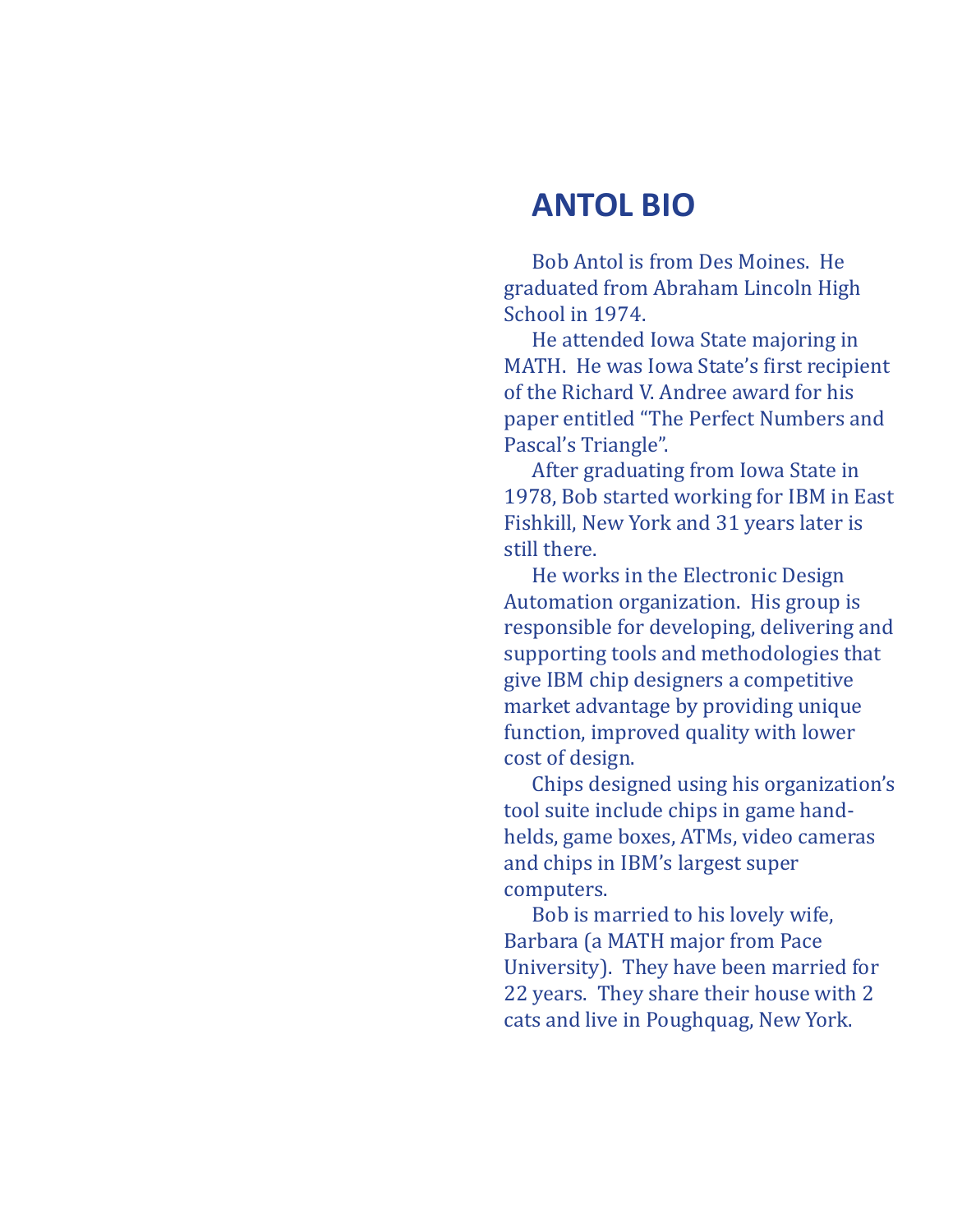# ANTOL BIO

Bob Antol is from Des Moines. He graduated from Abraham Lincoln High School in 1974.

He attended Iowa State majoring in MATH. He was Iowa State's first recipient of the Richard V. Andree award for his paper entitled "The Perfect Numbers and Pascal's Triangle".

After graduating from Iowa State in 1978, Bob started working for IBM in East Fishkill, New York and 31 years later is still there.

He works in the Electronic Design Automation organization. His group is responsible for developing, delivering and supporting tools and methodologies that give IBM chip designers a competitive market advantage by providing unique function, improved quality with lower cost of design.

Chips designed using his organization's tool suite include chips in game hand-helds, game boxes, ATMs, video cameras and chips in IBM's largest super computers.

Bob is married to his lovely wife, Barbara (a MATH major from Pace University). They have been married for 22 years. They share their house with 2 cats and live in Poughquag, New York.